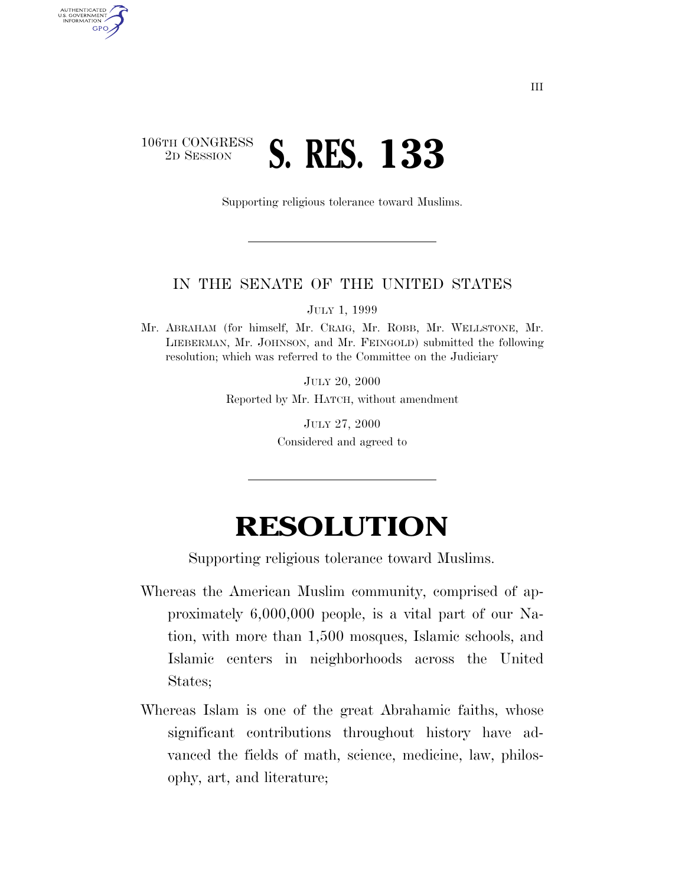106TH CONGRESS
2D SESSION

# S. RES. 133

Supporting religious tolerance toward Muslims.

---

IN THE SENATE OF THE UNITED STATES

JULY 1, 1999

Mr. ABRAHAM (for himself, Mr. CRAIG, Mr. ROBB, Mr. WELLSTONE, Mr. LIEBERMAN, Mr. JOHNSON, and Mr. FEINGOLD) submitted the following resolution; which was referred to the Committee on the Judiciary

JULY 20, 2000

Reported by Mr. HATCH, without amendment

JULY 27, 2000

Considered and agreed to

---

# RESOLUTION

Supporting religious tolerance toward Muslims.

Whereas the American Muslim community, comprised of approximately 6,000,000 people, is a vital part of our Nation, with more than 1,500 mosques, Islamic schools, and Islamic centers in neighborhoods across the United States;

Whereas Islam is one of the great Abrahamic faiths, whose significant contributions throughout history have advanced the fields of math, science, medicine, law, philosophy, art, and literature;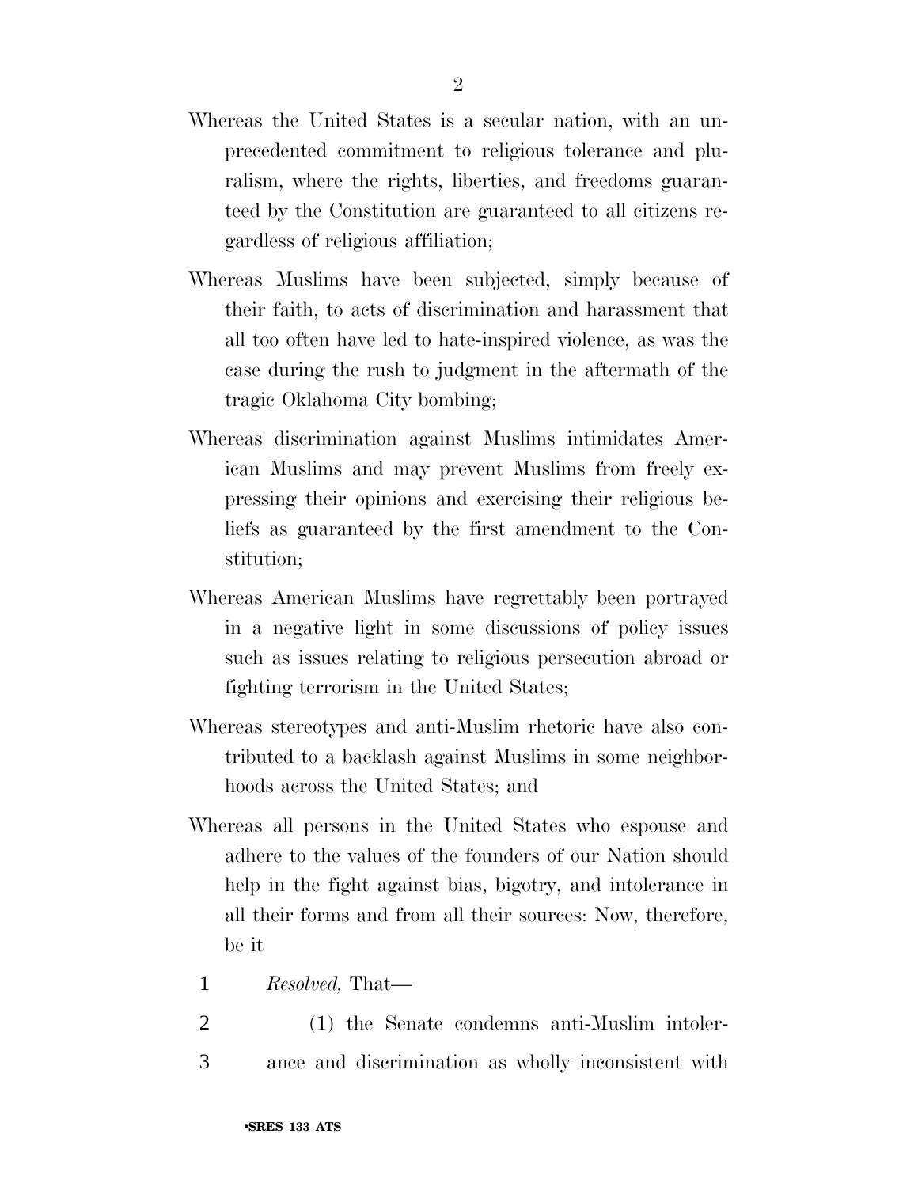Whereas the United States is a secular nation, with an unprecedented commitment to religious tolerance and pluralism, where the rights, liberties, and freedoms guaranteed by the Constitution are guaranteed to all citizens regardless of religious affiliation;

Whereas Muslims have been subjected, simply because of their faith, to acts of discrimination and harassment that all too often have led to hate-inspired violence, as was the case during the rush to judgment in the aftermath of the tragic Oklahoma City bombing;

Whereas discrimination against Muslims intimidates American Muslims and may prevent Muslims from freely expressing their opinions and exercising their religious beliefs as guaranteed by the first amendment to the Constitution;

Whereas American Muslims have regrettably been portrayed in a negative light in some discussions of policy issues such as issues relating to religious persecution abroad or fighting terrorism in the United States;

Whereas stereotypes and anti-Muslim rhetoric have also contributed to a backlash against Muslims in some neighborhoods across the United States; and

Whereas all persons in the United States who espouse and adhere to the values of the founders of our Nation should help in the fight against bias, bigotry, and intolerance in all their forms and from all their sources: Now, therefore, be it

1 *Resolved,* That—

2 (1) the Senate condemns anti-Muslim intoler-

3 ance and discrimination as wholly inconsistent with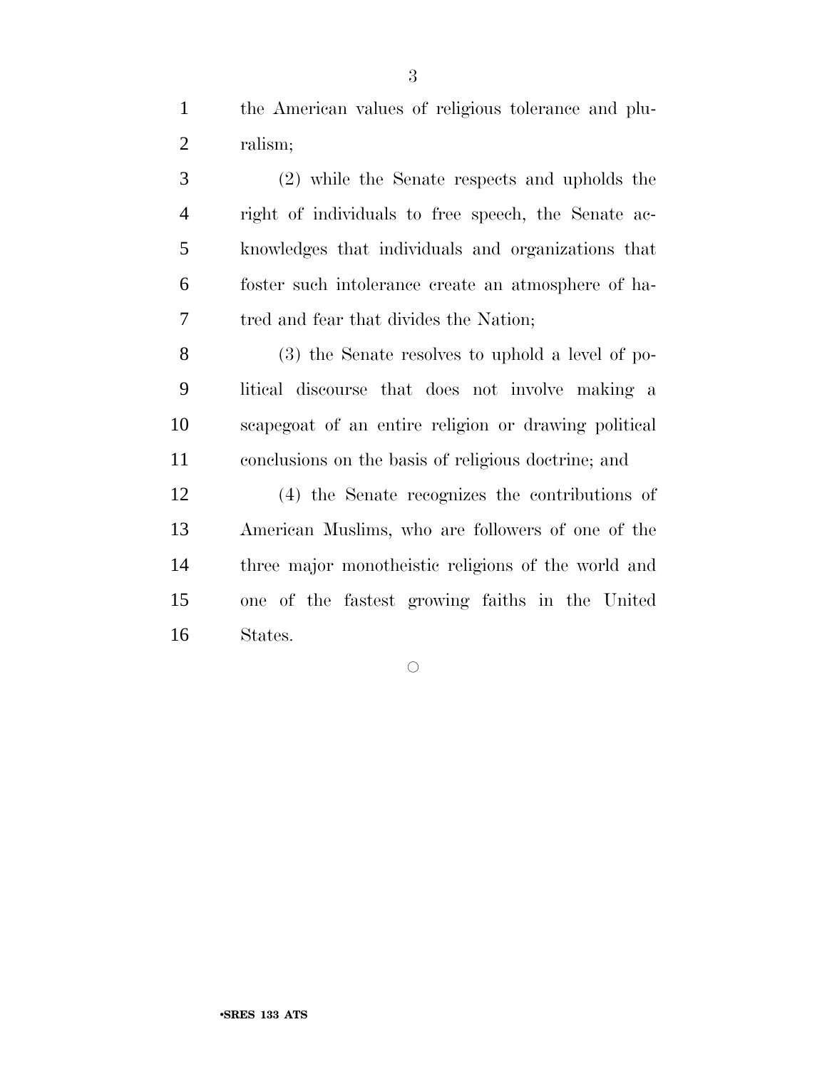the American values of religious tolerance and pluralism;

(2) while the Senate respects and upholds the right of individuals to free speech, the Senate acknowledges that individuals and organizations that foster such intolerance create an atmosphere of hatred and fear that divides the Nation;

(3) the Senate resolves to uphold a level of political discourse that does not involve making a scapegoat of an entire religion or drawing political conclusions on the basis of religious doctrine; and

(4) the Senate recognizes the contributions of American Muslims, who are followers of one of the three major monotheistic religions of the world and one of the fastest growing faiths in the United States.

○